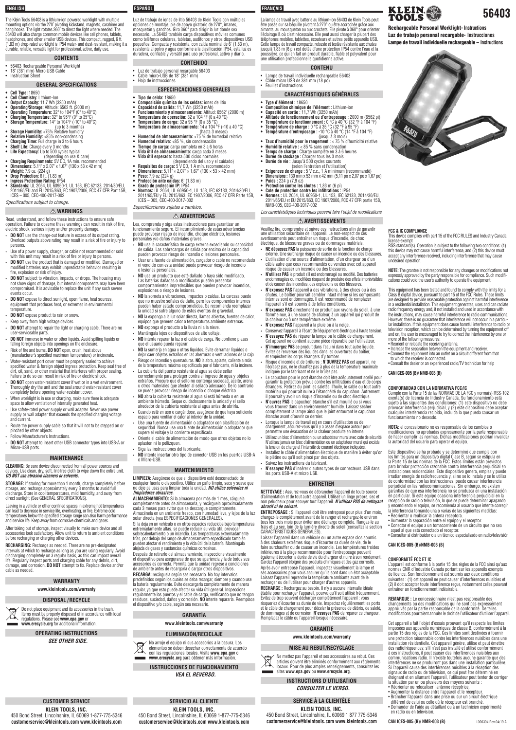# KLEIN TOOLS 56403

**Rechargeable Personal Worklight- Instructions**
**Luz de trabajo personal recargable- Instrucciones**
**Lampe de travail individuelle rechargeable – Instructions**

## ENGLISH

The Klein Tools 56403 is a lithium-ion powered worklight with multiple mounting options via the 270° pivoting kickstand, magnets, carabiner and hang hooks. The light rotates 360° to direct the light where needed. The 56403 will also charge common mobile devices like cell phones, tablets, headphones, and other smaller USB devices. This compact, rugged, 6 ft. (1.83 m) drop-rated worklight is IP54 water- and dust-resistant, making it a durable, reliable, versatile light for professional, active, daily use.

### CONTENTS

- 56403 Rechargeable Personal Worklight
- 18" (381 mm) Micro USB Cable
- Instruction Sheet

### GENERAL SPECIFICATIONS

- **Cell Type:** 18650
- **Cell Chemistry:** Lithium-Ion
- **Output Capacity:** 11.7 Wh (3250 mAh)
- **Operating/Storage:** Altitude: 6562 ft. (2000 m)
- **Operating Temperature:** 32° to 104°F (0° to 40°C)
- **Charging Temperature:** 32° to 95°F (0° to 35°C)
- **Storage Temperature:** 14° to 104°F (-10° to 40°C) (up to 3 months)
- **Storage Humidity:** <75% Relative humidity
- **Relative Humidity:** <85% non-condensing
- **Charging Time:** Full charge in 3 to 6 hours
- **Shelf Life:** Charge every 3 months
- **Life Expectancy:** Up to 500 cycles typical (depending on use & care)
- **Charging Requirements:** 5V DC, 1A min. recommended
- **Dimensions:** 5.11" x 2.07" x 1.67" (130 x 53 x 42 mm)
- **Weight:** 7.9 oz. (224 g)
- **Drop Protection:** 6 ft. (1.83 m)
- **Ingress Protection Rating:** IP54
- **Standards:** UL 2054, UL 60950-1, UL 153, IEC 62133, 2014/30/EU, 2011/65/EU and EU 2015/863, EC 1907/2006, FCC 47 CFR Part 15B, ICES – 005, CEC-400-2017-002

*Specifications subject to change.*

### ⚠ WARNINGS

Read, understand, and follow these instructions to ensure safe operation. Failure to observe these warnings can result in risk of fire, electric shock, serious injury and/or property damage.

- **DO NOT** use the charge-out feature in excess of its output rating. Overload outputs above rating may result in a risk of fire or injury to persons.
- Use of a power supply, charger, or cable not recommended or sold with this unit may result in a risk of fire or injury to persons.
- **DO NOT** use the product that is damaged or modified. Damaged or modified batteries may exhibit unpredictable behavior resulting in fire, explosion or risk of injury.
- **DO NOT** subject to vibration, impacts, or drops. The housing may not show signs of damage, but internal components may have been compromised. It is advisable to replace the unit if any such severe events occur.
- **DO NOT** expose to direct sunlight, open flame, heat sources, equipment that produces heat, or extremes in environmental temperature.
- **DO NOT** expose product to rain or snow.
- Keep away from high voltage devices.
- **DO NOT** attempt to repair the light or charging cable. There are no user-serviceable parts.
- **DO NOT** immerse in water or other liquids. Avoid spilling liquids or falling foreign objects into openings on the enclosure.
- Risk of fire and burns. **DO NOT** open, crush, heat above (manufacturer's specified maximum temperature) or incinerate.
- Water-resistant port cover must be properly sealed to achieve specified water & foreign object ingress protection. Keep seal free of dirt, oil, sand, or other material that interferes with proper sealing. Failure to do so can result in risk of fire or electric shock.
- **DO NOT** open water-resistant cover if wet or in a wet environment. Thoroughly dry the unit and the seal around water-resistant cover completely before opening water-resistant cover.
- When worklight is in use or charging, make sure there is adequate space to allow ventilation of internally generated heat.
- Use safety-rated power supply or wall adapter. Never use power supply or wall adapter that exceeds the specified charging voltage and current.
- Route the power supply cable so that it will not to be stepped on or pinched by other objects.
- Follow Manufacturer's Instructions.
- **DO NOT** attempt to insert other USB connector types into USB-A or Micro-USB ports.

### MAINTENANCE

**CLEANING:** Be sure device disconnected from all power sources and devices. Use clean, dry, soft, lint-free cloth to wipe down the entire unit. ***DO NOT use abrasive cleaners or solvents.***

**STORAGE:** If storing for more than 1 month, charge completely before storage, and recharge approximately every 3 months to avoid full discharge. Store in cool temperatures, mild humidity, and away from direct sunlight (See GENERAL SPECIFICATIONS).

Leaving in a vehicle or other confined spaces in extreme hot temperatures can lead to decrease in service life, overheating, or fire. Extreme cold temperatures below the specified storage range can also harm performance and service life. Keep away from corrosive chemicals and gases.

After taking out of storage, inspect visually to make sure device and all accessories look satisfactory. Allow unit to return to ambient conditions before recharging or charging other devices.

**RECHARGING:** Recharge as needed. There are no pre-designated intervals at which to recharge as long as you are using regularly. Avoid discharging completely on a regular basis, as this can impact overall life. Regularly inspect ports and charging cable for any debris, dirt, damage, and corrosion. **DO NOT** attempt to fix. Replace device and/or cable as needed.

### WARRANTY

**www.kleintools.com/warranty**

### DISPOSAL / RECYCLE

Do not place equipment and its accessories in the trash. Items must be properly disposed of in accordance with local regulations. Please see **www.epa.gov** or **www.erecycle.org** for additional information.

### OPERATING INSTRUCTIONS

***SEE OTHER SIDE.***

### CUSTOMER SERVICE

**KLEIN TOOLS, INC.**
450 Bond Street, Lincolnshire, IL 60069 1-877-775-5346
**customerservice@kleintools.com www.kleintools.com**

## ESPAÑOL

Luz de trabajo de iones de litio 56403 de Klein Tools con múltiples opciones de montaje, pie de apoyo giratorio de 270°, imanes, mosquetón y ganchos. Gira 360° para dirigir la luz donde sea necesario. La 56403 también carga dispositivos móviles comunes como teléfonos celulares, tabletas, audífonos y otros dispositivos USB pequeños. Compacta y resistente, con caída nominal de 6' (1,83 m), resistente al polvo y agua conforme a la clasificación IP54, esta luz es duradera, confiable y versátil para uso profesional, activo y diario.

### CONTENIDO

- Luz de trabajo personal recargable 56403
- Cable micro-USB de 18" (381 mm)
- Hoja de instrucciones

### ESPECIFICACIONES GENERALES

- **Tipo de celda:** 18650
- **Composición química de las celdas:** iones de litio
- **Capacidad de salida:** 11,7 Wh (3250 mAh)
- **Funcionamiento y almacenamiento:** Altitud: 6562' (2000 m)
- **Temperatura de operación:** 32 a 104 °F (0 a 40 °C)
- **Temperatura de carga:** 32 a 95 °F (0 a 35 °C)
- **Temperatura de almacenamiento:** 14 a 104 °F (-10 a 40 °C) (hasta 3 meses)
- **Humedad de almacenamiento:** <75 % de humedad relativa
- **Humedad relativa:** <85 %, sin condensación
- **Tiempo de carga:** carga completa en 3 a 6 horas
- **Vida útil de almacenamiento:** carga cada 3 meses
- **Vida útil esperada:** hasta 500 ciclos normales (dependiendo del uso y el cuidado)
- **Requisitos de carga:** 5 V CD, 1 A mín. recomendado
- **Dimensiones:** 5,11" x 2,07" x 1,67" (130 x 53 x 42 mm)
- **Peso:** 7,9 oz (224 g)
- **Protección ante caídas:** 6' (1,83 m)
- **Grado de protección IP:** IP54
- **Normas:** UL 2054, UL 60950-1, UL 153, IEC 62133, 2014/30/EU, 2011/65/EU y EU 2015/863, EC 1907/2006, FCC 47 CFR Parte 15B, ICES – 005, CEC-400-2017-002

*Especificaciones sujetas a cambios.*

### ⚠ ADVERTENCIAS

Lea, comprenda y siga estas instrucciones para garantizar un funcionamiento seguro. El incumplimiento de estas advertencias puede provocar riesgo de incendio, choque eléctrico, lesiones personales y/o daños materiales graves.

- **NO** use la característica de carga externa excediendo su capacidad de salida. Las sobrecargas de salida por encima de la capacidad pueden provocar riesgo de incendio o lesiones personales.
- Usar una fuente de alimentación, cargador o cable no recomendado ni vendido con esta unidad puede provocar riesgo de incendio o lesiones personales.
- **NO** use un producto que esté dañado o haya sido modificado. Las baterías dañadas o modificadas pueden presentar comportamientos impredecibles que pueden provocar incendios, explosiones o riesgo de lesiones.
- **NO** la someta a vibraciones, impactos o caídas. La carcasa puede que no muestre señales de daño, pero los componentes internos pueden haber estado comprometidos. Se recomienda reemplazar la unidad si sufre alguno de estos eventos de gravedad.
- **NO** la exponga a la luz solar directa, llamas abiertas, fuentes de calor, equipos que generen calor o temperaturas ambiente extremas.
- **NO** exponga el producto a la lluvia ni a la nieve.
- Manténgala lejos de dispositivos de alto voltaje.
- **NO** intente reparar la luz o el cable de carga. No contiene piezas que el usuario pueda reparar.
- **NO** la sumerja en agua u otros líquidos. Evite derramar líquidos o dejar caer objetos extraños en las aberturas o ventilaciones de la caja.
- Riesgo de incendio y quemaduras. **NO** la abra, aplaste, caliente a más de la temperatura máxima especificada por el fabricante, ni la incinere.
- La cubierta del puerto resistente al agua se debe sellar correctamente para proteger contra el ingreso de agua y objetos extraños. Procure que el sello no contenga suciedad, aceite, arena u otros materiales que afecten al sellado adecuado. De lo contrario se puede provocar riesgo de incendio o choque eléctrico.
- **NO** abra la cubierta resistente al agua si está húmeda o en un ambiente húmedo. Seque cuidadosamente la unidad y el sello alrededor de la cubierta resistente al agua antes de abrirla.
- Cuando esté en uso o cargándose, asegúrese de que haya suficiente espacio para ventilar el calor al interior de la unidad.
- Use una fuente de alimentación o adaptador con clasificación de seguridad. Nunca use una fuente de alimentación o adaptador que supere el voltaje y la corriente especificada.
- Oriente el cable de alimentación de modo que otros objetos no lo aplasten ni lo pellizquen.
- Siga las instrucciones del fabricante.
- **NO** intente insertar otro tipo de conector USB en los puertos USB-A o Micro-USB.

### MANTENIMIENTO

**LIMPIEZA:** Asegúrese de que el dispositivo esté desconectado de cualquier fuente o dispositivo. Utilice un paño limpio, seco y suave que no deje pelusas para limpiar toda la unidad. ***NO utilice solventes ni limpiadores abrasivos.***

**ALMACENAMIENTO:** Si la almacena por más de 1 mes, cárguela completamente antes de almacenarla, y recárguela aproximadamente cada 3 meses para evitar que se descargue completamente. Almacénela en un ambiente fresco, con humedad leve, y lejos de la luz solar directa (vea ESPECIFICACIONES GENERALES).

Si la deja en un vehículo o en otros espacios reducidos bajo temperaturas extremadamente altas, se puede reducir su vida útil, provocar sobrecalentamiento o un incendio. Las temperaturas extremadamente frías, por debajo del rango de almacenamiento especificado también pueden afectar el rendimiento y la vida útil de la batería. Manténgala alejada de gases y sustancias químicas corrosivas.

Después de retirarlo del almacenamiento, inspeccione visualmente el dispositivo para asegurarse de que su apariencia y la de todos sus accesorios es correcta. Permita que la unidad regrese a condiciones de ambiente antes de recargarla o cargar otros dispositivos.

**RECARGA:** recárguela según sea necesario. No hay intervalos predefinidos según los cuales se deba recargar, siempre y cuando use la batería regularmente. Evite descargarla completamente de manera regular, ya que esto puede afectar su vida útil general. Inspeccione regularmente los puertos y el cable de carga, verificando que no tengan residuos, suciedad, daños y corrosión. **NO** intente repararla. Reemplace el dispositivo y/o cable, según sea necesario.

### GARANTÍA

**www.kleintools.com/warranty**

### ELIMINACIÓN/RECICLAJE

No arroje el equipo ni sus accesorios a la basura. Los elementos se deben desechar correctamente de acuerdo con las regulaciones locales. Visite **www.epa.gov** o **www.erecycle.org** para obtener más información.

### INSTRUCCIONES DE FUNCIONAMIENTO

***VEA EL REVERSO.***

### SERVICIO AL CLIENTE

**KLEIN TOOLS, INC.**
450 Bond Street, Lincolnshire, IL 60069 1-877-775-5346
**customerservice@kleintools.com www.kleintools.com**

## FRANÇAIS

La lampe de travail avec batterie au lithium-ion 56403 de Klein Tools peut être posée sur sa béquille pivotant à 270° ou être accrochée grâce aux aimants, au mousqueton ou aux crochets. Elle pivote à 360° pour orienter l'éclairage là où c'est nécessaire. Elle peut aussi charger la plupart des téléphones mobiles, tablettes, écouteurs et autres petits appareils USB. Cette lampe de travail compacte, robuste et testée résistante aux chutes jusqu'à 1,83 m (6 pi) est dotée d'une protection IP54 contre l'eau et la poussière, ce qui en fait un produit durable, fiable et polyvalent pour une utilisation professionnelle quotidienne active.

### CONTENU

- Lampe de travail individuelle rechargeable 56403
- Câble micro USB de 381 mm (18 po)
- Feuillet d'instructions

### CARACTÉRISTIQUES GÉNÉRALES

- **Type d'élément :** 18650
- **Composition chimique de l'élément :** Lithium-ion
- **Capacité en sortie :** 11,7 Wh (3250 mAh)
- **Altitude de fonctionnement ou d'entreposage :** 2 000 m (6562 pi)
- **Température de fonctionnement :** 0 °C à 40 °C (32 °F à 104 °F)
- **Température de charge :** 0 °C à 35 °C (32 °F à 95 °F)
- **Température d'entreposage :** -10 °C à 40 °C (14 °F à 104 °F) (jusqu'à 3 mois)
- **Taux d'humidité pour le rangement :** < 75 % d'humidité relative
- **Humidité relative :** < 85 % sans condensation
- **Temps de charge :** Charge complète en 3 à 6 heures
- **Durée de stockage :** Charger tous les 3 mois
- **Durée de vie :** Jusqu'à 500 cycles courants (selon l'entretien et l'utilisation)
- **Exigences de charge :** 5 V c.c., 1 A minimum (recommandé)
- **Dimensions :** 130 mm x 53 mm x 42 mm (5,11 po x 2,07 po x 1,67 po)
- **Poids :** 224 g (7,9 oz)
- **Protection contre les chutes :** 1,83 m (6 pi)
- **Cote de protection contre les infiltrations :** IP54
- **Normes :** UL 2054, UL 60950-1, UL 153, IEC 62133, 2014/30/EU, 2011/65/EU et EU 2015/863, EC 1907/2006, FCC 47 CFR partie 15B, NMB-005, CEC-400-2017-002

*Les caractéristiques techniques peuvent faire l'objet de modifications.*

### ⚠ AVERTISSEMENTS

Veuillez lire, comprendre et suivre ces instructions afin de garantir une utilisation sécuritaire de l'appareil. Le non-respect de ces avertissements peut entraîner un risque d'incendie, de choc électrique, de blessures graves ou de dommages matériels.

- **NE dépassez PAS** la puissance de sortie de la fonction de charge externe. Une surcharge risque de causer un incendie ou des blessures.
- L'utilisation d'une source d'alimentation, d'un chargeur ou d'un câble autre que ceux recommandés ou vendus avec cet appareil risque de causer un incendie ou des blessures.
- **N'utilisez PAS** le produit s'il est endommagé ou modifié. Des batteries endommagées ou modifiées risquent de produire des effets imprévisibles et de causer des incendies, des explosions ou des blessures.
- **N'exposez PAS** l'appareil à des vibrations, à des chocs ou à des chutes. Le boîtier pourrait sembler intact même si les composants internes sont endommagés. Il est recommandé de remplacer l'appareil s'il est soumis à de telles conditions.
- **N'exposez PAS** directement ce produit aux rayons du soleil, à une flamme nue, à une source de chaleur, à un appareil qui produit de la chaleur ou à une température extrême.
- **N'exposez PAS** l'appareil à la pluie ou à la neige.
- Conservez l'appareil à l'écart de l'équipement électrique à haute tension.
- **N'essayez PAS** de réparer la lampe ou le câble de chargement. Cet appareil ne contient aucune pièce réparable par l'utilisateur.
- **N'immergez PAS** ce produit dans l'eau ni dans tout autre liquide. Évitez de renverser des liquides dans les ouvertures du boîtier, et empêchez les corps étrangers d'y tomber.
- Risque d'incendie et de brûlures : **N'OUVREZ PAS** cet appareil, ne l'écrasez pas, ne le chauffez pas à plus de la température maximale indiquée par le fabricant et ne le brûlez pas.
- Le capuchon pour le port étanche doit être adéquatement scellé pour garantir la protection prévue contre les infiltrations d'eau et de corps étrangers. Retirez du joint les saletés, l'huile, le sable ou tout autre matériau qui pourrait nuire à l'étanchéité du capuchon. Autrement, il pourrait y avoir un risque d'incendie ou de choc électrique.
- **N'ouvrez PAS** le capuchon étanche s'il est mouillé ou si vous vous trouvez dans un environnement humide. Laissez sécher complètement la lampe ainsi que le joint entourant le capuchon étanche avant d'ouvrir ce dernier.
- Lorsque la lampe de travail est en cours d'utilisation ou de chargement, assurez-vous qu'il y a assez d'espace autour pour permettre une évacuation de la chaleur produite en interne.
- Utilisez un bloc d'alimentation ou un adaptateur mural avec cote de sécurité. N'utilisez jamais un bloc d'alimentation ou un adaptateur mural qui excède la tension de charge et l'intensité de courant électrique indiquées.
- Installez le câble d'alimentation électrique de manière à éviter qu'on le piétine ou qu'il soit pincé par des objets.
- Suivez les instructions du fabricant.
- **N'essayez PAS** d'insérer d'autres types de connecteurs USB dans les ports USB-A et micro USB.

### ENTRETIEN

**NETTOYAGE :** Assurez-vous de débrancher l'appareil de toute source d'alimentation et de tout autre appareil. Utilisez un linge propre, sec et non pelucheux pour essuyer tout l'appareil. ***N'utilisez PAS de nettoyant abrasif ni de solvant.***

**ENTREPOSAGE :** Si l'appareil doit être entreposé pour plus d'un mois, chargez-le complètement avant de le ranger et rechargez-le environ tous les trois mois pour éviter une décharge complète. Rangez-le au frais et au sec, loin de la lumière directe du soleil (consultez la section CARACTÉRISTIQUES GÉNÉRALES).

Laisser l'appareil dans un véhicule ou un autre espace clos soumis à des chaleurs extrêmes risque d'écourter sa durée de vie, de le faire surchauffer ou de causer un incendie. Les températures froides inférieures à la plage recommandée pour l'entreposage peuvent également écourter la durée de vie du chargeur et nuire à son rendement. Gardez l'appareil éloigné des produits chimiques et des gaz corrosifs.

Après avoir entreposé l'appareil, inspectez visuellement la lampe et ses accessoires pour vous assurer qu'ils sont dans un état acceptable. Laissez l'appareil reprendre la température ambiante avant de le recharger ou de l'utiliser pour charger d'autres appareils.

**RECHARGE :** Rechargez au besoin. Il n'y a aucune intervalle idéale établie pour recharger l'appareil, pourvu qu'il soit utilisé fréquemment. Évitez de trop souvent décharger complètement l'appareil : vous risqueriez d'écourter sa durée de vie. Inspectez régulièrement les ports et le câble de chargement pour déceler la présence de débris, de saleté, de dommages et de corrosion. **N'essayez PAS** de réparer ce chargeur. Remplacez le câble ou l'appareil lorsque nécessaire.

### GARANTIE

**www.kleintools.com/warranty**

### MISE AU REBUT/RECYCLAGE

Ne mettez pas l'appareil et ses accessoires au rebut. Ces articles doivent être éliminés conformément aux règlements locaux. Pour de plus amples renseignements, consultez les sites **www.epa.gov** ou **www.erecycle.org**.

### INSTRUCTIONS D'UTILISATION

***CONSULTER LE VERSO.***

### SERVICE À LA CLIENTÈLE

**KLEIN TOOLS, INC.**
450 Bond Street, Lincolnshire, IL 60069 1 877 775-5346
**customerservice@kleintools.com www.kleintools.com**

---

**FCC & IC COMPLIANCE**
This device complies with part 15 of the FCC RULES and Industry Canada license-exempt RSS standard(s). Operation is subject to the following two conditions: (1) this device may not cause harmful interference, and (2) this device must accept any interference received, including interference that may cause undesired operation.

**NOTE:** The grantee is not responsible for any changes or modifications not expressly approved by the party responsible for compliance. Such modifications could void the user's authority to operate the equipment.

This equipment has been tested and found to comply with the limits for a Class B digital device, pursuant to part 15 of the FCC Rules. These limits are designed to provide reasonable protection against harmful interference in a residential installation. This equipment generates, uses and can radiate radio frequency energy and, if not installed and used in accordance with the instructions, may cause harmful interference to radio communications. However, there is no guarantee that interference will not occur in a particular installation. If this equipment does cause harmful interference to radio or television reception, which can be determined by turning the equipment off and on, the user is encouraged to try to correct the interference by one or more of the following measures:
- Reorient or relocate the receiving antenna.
- Increase the separation between the equipment and receiver.
- Connect the equipment into an outlet on a circuit different from that to which the receiver is connected.
- Consult the dealer or an experienced radio/TV technician for help

**CAN ICES-005 (B)/ NMB-003 (B)**

**CONFORMIDAD CON LA NORMATIVA FCC/IC**
Cumple con la Parte 15 de las NORMAS DE LA FCC y norma(s) RSS-102 exenta(s) de licencia de Industry Canada. Su funcionamiento está sujeto a las siguientes dos condiciones: (1) este dispositivo no debe provocar interferencia perjudicial, y (2) este dispositivo debe aceptar cualquier interferencia recibida, incluida la que pueda causar un funcionamiento no deseado.

**NOTA:** el concesionario no es responsable de los cambios o modificaciones no aprobadas expresamente por la parte responsable de hacer cumplir las normas. Dichas modificaciones podrían invalidar la autoridad del usuario para operar el equipo.

Este dispositivo se ha probado y se determinó que cumple con los límites para un dispositivo digital Clase B, según se estipula en la Parte 15 de las normas de la FCC. Estos límites están previstos para brindar protección razonable contra interferencia perjudicial en instalaciones residenciales. Este dispositivo genera, emplea y puede irradiar energía de radiofrecuencia y, si no se lo instala y se lo utiliza de conformidad con las instrucciones, puede causar interferencia perjudicial en las radiocomunicaciones. Sin embargo, no existen garantías de que esa interferencia no se produzca en una instalación en particular. Si este equipo ocasiona interferencia perjudicial en la recepción de radio o televisión, lo que se puede determinar apagando y encendiendo el equipo, se recomienda al usuario que intente corregir la interferencia tomando una o varias de las siguientes medidas:
- Reorientar o reubicar la antena receptora.
- Aumentar la separación entre el equipo y el receptor.
- Conectar el equipo a un tomacorriente de un circuito que no sea aquel al que está conectado el receptor.
- Consultar al distribuidor o a un técnico especializado en radio/televisión

**CAN ICES-005 (B)/NMB-003 (B)**

**CONFORMITÉ FCC ET IC**
L'appareil est conforme à la partie 15 des règles de la FCC ainsi qu'aux normes CNR d'Industrie Canada portant sur les appareils exempts de licence. Son fonctionnement est soumis aux deux conditions suivantes : (1) cet appareil ne peut causer d'interférences nuisibles et (2) il doit accepter toute interférence reçue, notamment celles pouvant entraîner un fonctionnement indésirable.

**REMARQUE :** Le concessionnaire n'est pas responsable des changements ou des modifications qui ne sont pas expressément approuvés par la partie responsable de la conformité. De telles modifications pourraient annuler le droit de l'utilisateur d'utiliser l'appareil.

Cet appareil a fait l'objet d'essais prouvant qu'il respecte les limites imposées aux appareils numériques de classe B, conformément à la partie 15 des règles de la FCC. Ces limites sont destinées à fournir une protection raisonnable contre les interférences nuisibles dans une installation résidentielle. Cet appareil génère, utilise et peut émettre des radiofréquences; s'il n'est pas installé et utilisé conformément à ces instructions, il peut causer des interférences nuisibles aux communications radio. Il n'existe toutefois aucune garantie que des interférences ne se produiront pas dans une installation particulière. Si l'appareil cause des interférences nuisibles à la réception de signaux de radio ou de télévision, ce qui peut être déterminé en éteignant et en allumant l'appareil, l'utilisateur peut tenter de corriger la situation par un ou plusieurs des moyens suivants :
- Réorienter ou relocaliser l'antenne réceptrice.
- Augmenter la distance entre l'appareil et le récepteur.
- Brancher l'appareil dans une prise ou sur un circuit électrique différent de celui ou celle où le récepteur est branché.
- Demander de l'aide au détaillant ou à un technicien expérimenté en radio ou en télévision.

**CAN ICES-005 (B)/ NMB-003 (B)**

1390304 Rev 04/19 A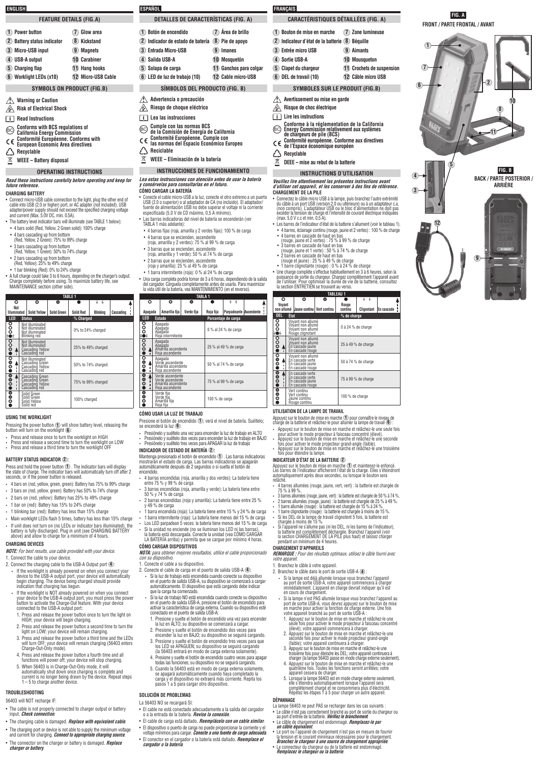# ENGLISH

## FEATURE DETAILS (FIG.A)

1. Power button
2. Battery status indicator
3. Micro-USB input
4. USB-A output
5. Charging flap
6. Worklight LEDs (x10)
7. Glow area
8. Kickstand
9. Magnets
10. Carabiner
11. Hang hooks
12. Micro-USB Cable

## SYMBOLS ON PRODUCT (FIG.B)

- Warning or Caution
- Risk of Electrical Shock
- Read Instructions
- Conforms with BCS regulations of California Energy Commission
- Conformité Européenne. Conforms with European Economic Area directives
- Recyclable
- WEEE – Battery disposal

## OPERATING INSTRUCTIONS

***Read these instructions carefully before operating and keep for future reference.***

### CHARGING BATTERY

- Connect micro-USB cable connection to the light, plug the other end of cable into USB (2.0 or higher) port, or AC adapter (not included). USB adapter/power supply should not exceed the specified charging voltage and current (Max. 5.0V DC, min. 0.5A).
- The battery level indicator bars will illuminate (see TABLE 1 below):
  - 4 bars solid (Red, Yellow, 2 Green solid): 100% charge
  - 4 bars cascading up from bottom (Red, Yellow, 2 Green): 75% to 99% charge
  - 3 bars cascading up from bottom (Red, Yellow, 1 Green): 50% to 74% charge
  - 2 bars cascading up from bottom (Red, Yellow): 25% to 49% charge
  - 1 bar blinking (Red): 0% to 24% charge
- A full charge could take 3 to 6 hours, depending on the charger's output. Charge completely before using. To maximize battery life, see MAINTENANCE section (other side).

**TABLE 1**

Not Illuminated | Solid Yellow | Solid Green | Solid Red | Blinking | Cascading

| LED | Status | % Charged |
|---|---|---|
| | Not illuminated<br>Not illuminated<br>Not illuminated<br>Blinking red | 0% to 24% charged |
| | Not illuminated<br>Not illuminated<br>Cascading Yellow<br>Cascading red | 25% to 49% charged |
| | Not illuminated<br>Cascading Green<br>Cascading Yellow<br>Cascading red | 50% to 74% charged |
| | Cascading Green<br>Cascading Green<br>Cascading Yellow<br>Cascading red | 75% to 99% charged |
| | Solid Green<br>Solid Green<br>Solid Yellow<br>Solid red | 100% charged |

### USING THE WORKLIGHT

Pressing the power button (1) will show battery level, releasing the button will turn on the worklight (6):

- Press and release once to turn the worklight on HIGH
- Press and release a second time to turn the worklight on LOW
- Press and release a third time to turn the worklight OFF

### BATTERY STATUS INDICATOR (2):

Press and hold the power button (1). The indicator bars will display the state of charge. The indicator bars will automatically turn off after 2 seconds, or if the power button is released.

- 4 bars on (red, yellow, green, green): Battery has 75% to 99% charge
- 3 bars on (red, yellow, green): Battery has 50% to 74% charge
- 2 bars on (red, yellow): Battery has 25% to 49% charge
- 1 bar on (red): Battery has 15% to 24% charge
- 1 blinking bar (red): Battery has less than 15% charge
- Main worklight LEDs flash 5 times, battery has less than 15% charge
- If unit does not turn on (no LEDs or indicator bars illuminated), the battery is fully discharged. Plug in unit (see CHARGING BATTERY above) and allow to charge for a minimum of 4 hours.

### CHARGING DEVICES

***NOTE:*** *For best results, use cable provided with your device.*

1. Connect the cable to your device.
2. Connect the charging cable to the USB-A Output port (4):
   - If the worklight is already powered on when you connect your device to the USB-A output port, your device will automatically begin charging. The device being charged should provide indication that charging has begun.
   - If the worklight is NOT already powered on when you connect your device to the USB-A output port, you must press the power button to activate the Charge-Out feature. With your device connected to the USB-A output port:
     1. Press and release the power button once to turn the light on HIGH; your device will begin charging.
     2. Press and release the power button a second time to turn the light on LOW; your device will remain charging.
     3. Press and release the power button a third time and the LEDs will turn OFF; your device will remain charging (56403 enters Charge-Out-Only mode).
     4. Press and release the power button a fourth time and all functions will power off; your device will stop charging.
     5. When 56403 is in Charge-Out-Only mode, it will automatically shut down once charging is complete and current is no longer being drawn by the device. Repeat steps 1 – 5 to charge another device.

### TROUBLESHOOTING

56403 will NOT recharge IF:

- The cable is not properly connected to charger output or battery input. ***Check connection***.
- The charging cable is damaged. ***Replace with equivalent cable***.
- The charging port or device is not able to supply the minimum voltage and current for charging. ***Connect to appropriate charging source***.
- The connector on the charger or battery is damaged. ***Replace charger or battery***.

# ESPAÑOL

## DETALLES DE CARACTERÍSTICAS (FIG. A)

1. Botón de encendido
2. Indicador de estado de batería
3. Entrada Micro-USB
4. Salida USB-A
5. Solapa de carga
6. LED de luz de trabajo (10)
7. Área de brillo
8. Pie de apoyo
9. Imanes
10. Mosquetón
11. Ganchos para colgar
12. Cable micro-USB

## SÍMBOLOS DEL PRODUCTO (FIG. B)

- Advertencia o precaución
- Riesgo de choque eléctrico
- Lea las instrucciones
- Cumple con las normas BCS de la Comisión de Energía de California
- Conformité Européenne. Cumple con las normas del Espacio Económico Europeo
- Reciclable
- WEEE – Eliminación de la batería

## INSTRUCCIONES DE FUNCIONAMIENTO

***Lea estas instrucciones con atención antes de usar la batería y consérvelas para consultarlas en el futuro.***

### CÓMO CARGAR LA BATERÍA

- Conecte el cable micro-USB a la luz, conecte el otro extremo a un puerto USB (2.0 o superior) o al adaptador de CA (no incluido). El adaptador/fuente de alimentación USB no debe superar el voltaje ni la corriente especificada (5,0 V de CD máximo, 0,5 A mínimo).
- Las barras indicadoras del nivel de batería se encenderán (ver TABLA 1 más adelante):
  - 4 barras fijas (roja, amarilla y 2 verdes fijas): 100 % de carga
  - 4 barras que se encienden, ascendente (roja, amarilla y 2 verdes): 75 % al 99 % de carga
  - 3 barras que se encienden, ascendente (roja, amarilla y 1 verde): 50 % al 74 % de carga
  - 2 barras que se encienden, ascendente (roja y amarilla): 25 % al 49 % de carga
  - 1 barra intermitente (roja): 0 % al 24 % de carga
- Una carga completa podría tomar de 3 a 6 horas, dependiendo de la salida del cargador. Cárguela completamente antes de usarla. Para maximizar la vida útil de la batería, vea MANTENIMIENTO (en el reverso).

**TABLA 1**

Apagada | Amarilla fija | Verde fija | Roja fija | Parpadeante | Ascendente

| LED | Estado | Porcentaje de carga |
|---|---|---|
| | Apagada<br>Apagada<br>Apagada<br>Roja intermitente | 0 % al 24 % de carga |
| | Apagada<br>Apagada<br>Amarilla ascendente<br>Roja ascendente | 25 % al 49 % de carga |
| | Apagada<br>Verde ascendente<br>Amarilla ascendente<br>Roja ascendente | 50 % al 74 % de carga |
| | Verde ascendente<br>Verde ascendente<br>Amarilla ascendente<br>Roja ascendente | 75 % al 99 % de carga |
| | Verde fija<br>Verde fija<br>Amarilla fija<br>Roja fija | 100 % de carga |

### CÓMO USAR LA LUZ DE TRABAJO

Presione el botón de encendido (1); verá el nivel de batería. Suéltelo; se encenderá la luz (6):

- Presiónelo y suéltelo una vez para encender la luz de trabajo en ALTO
- Presiónelo y suéltelo dos veces para encender la luz de trabajo en BAJO
- Presiónelo y suéltelo tres veces para APAGAR la luz de trabajo

### INDICADOR DE ESTADO DE BATERÍA (2):

Mantenga presionado el botón de encendido (1). Las barras indicadoras mostrarán el estado de carga. Las barras indicadoras se apagarán automáticamente después de 2 segundos o si suelta el botón de encendido.

- 4 barras encendidas (roja, amarilla y dos verdes): La batería tiene entre 75 % y 99 % de carga
- 3 barras encendidas (roja, amarilla y verde): La batería tiene entre 50 % y 74 % de carga
- 2 barras encendidas (roja y amarilla): La batería tiene entre 25 % y 49 % de carga
- 1 barra encendida (roja): La batería tiene entre 15 % y 24 % de carga
- 1 barra intermitente (roja): La batería tiene menos del 15 % de carga
- Los LED parpadean 5 veces: la batería tiene menos del 15 % de carga
- Si la unidad no enciende (no se iluminan los LED ni las barras), la batería está descargada. Conecte la unidad (vea CÓMO CARGAR LA BATERÍA arriba) y permita que se cargue por mínimo 4 horas.

### CÓMO CARGAR DISPOSITIVOS

***NOTA:*** *para obtener mejores resultados, utilice el cable proporcionado con su dispositivo.*

1. Conecte el cable a su dispositivo.
2. Conecte el cable de carga en el puerto de salida USB-A (4):
   - Si la luz de trabajo está encendida cuando conecte su dispositivo en el puerto de salida USB-A, su dispositivo se comenzará a cargar automáticamente. El dispositivo que está cargando debe indicar que la carga ha comenzado.
   - Si la luz de trabajo NO está encendida cuando conecte su dispositivo en el puerto de salida USB-A, presione el botón de encendido para activar la característica de carga externa. Cuando su dispositivo esté conectado en el puerto de salida USB-A:
     1. Presione y suelte el botón de encendido una vez para encender la luz en ALTO; su dispositivo se comenzará a cargar.
     2. Presione y suelte el botón de encendido dos veces para encender la luz en BAJO; su dispositivo se seguirá cargando.
     3. Presione y suelte el botón de encendido tres veces para que los LED se APAGUEN; su dispositivo se seguirá cargando (la 56403 entrará en modo de carga externa solamente).
     4. Presione y suelte el botón de encendido cuatro veces para apagar todas las funciones; su dispositivo no se seguirá cargando.
     5. Cuando la 56403 está en modo de carga externa solamente, se apagará automáticamente cuando haya completado la carga y el dispositivo no extraerá más corriente. Repita los pasos 1 a 5 para cargar otro dispositivo.

### SOLUCIÓN DE PROBLEMAS

La 56403 NO se recargará SI:

- El cable no está conectado adecuadamente a la salida del cargador o a la entrada de la batería. ***Revise la conexión***.
- El cable de carga está dañado. ***Reemplácelo con un cable similar***.
- El dispositivo o puerto de carga no puede proporcionar la corriente y el voltaje mínimos para cargar. ***Conecte a una fuente de carga adecuada***.
- El conector en el cargador o la batería está dañado. ***Reemplace el cargador o la batería***.

# FRANÇAIS

## CARACTÉRISTIQUES DÉTAILLÉES (FIG. A)

1. Bouton de mise en marche
2. Indicateur d'état de la batterie
3. Entrée micro USB
4. Sortie USB-A
5. Clapet du chargeur
6. DEL de travail (10)
7. Zone lumineuse
8. Béquille
9. Aimants
10. Mousqueton
11. Crochets de suspension
12. Câble micro USB

## SYMBOLES SUR LE PRODUIT (FIG.B)

- Avertissement ou mise en garde
- Risque de choc électrique
- Lire les instructions
- Conforme à la réglementation de la California Energy Commission relativement aux systèmes de chargeurs de pile (BCS)
- Conformité européenne. Conforme aux directives de l'Espace économique européen
- Recyclable
- DEEE – mise au rebut de la batterie

## INSTRUCTIONS D'UTILISATION

***Veuillez lire attentivement les présentes instructions avant d'utiliser cet appareil, et les conserver à des fins de référence.***

### CHARGEMENT DE LA PILE

- Connectez le câble micro USB à la lampe, puis branchez l'autre extrémité du câble à un port USB (version 2.0 ou ultérieure) ou à un adaptateur c.a. (non compris). L'adaptateur USB ou le bloc d'alimentation ne doit pas excéder la tension de charge et l'intensité de courant électrique indiquées (max. 5,0 V c.c et min. 0,5 A).
- Les barres de l'indicateur d'état de la batterie s'allument (voir le tableau 1).
  - 4 barres, éclairage continu (rouge, jaune et 2 vertes) : 100 % de charge
  - 4 barres en cascade de haut en bas (rouge, jaune et 2 vertes) : 75 % à 99 % de charge
  - 3 barres en cascade de haut en bas (rouge, jaune et 1 verte) : 50 % à 74 % de charge
  - 2 barres en cascade de haut en bas (rouge et jaune) : 25 % à 49 % de charge
  - 1 barre clignotante (rouge) : 0 % à 24 % de charge
- Une charge complète s'effectue habituellement en 3 à 6 heures, selon la puissance de sortie du chargeur. Chargez complètement l'appareil avant de l'utiliser. Pour optimiser la durée de vie de la batterie, consultez la section ENTRETIEN se trouvant au verso.

**TABLEAU 1**

Voyant non allumé | Jaune continu | Vert continu | Rouge continu | Clignotant | En cascade

| DEL | État | % de charge |
|---|---|---|
| | Voyant non allumé<br>Voyant non allumé<br>Voyant non allumé<br>Rouge clignotant | 0 à 24 % de charge |
| | Voyant non allumé<br>Voyant non allumé<br>En cascade jaune<br>En cascade rouge | 25 à 49 % de charge |
| | Voyant non allumé<br>En cascade verte<br>En cascade jaune<br>En cascade rouge | 50 à 74 % de charge |
| | En cascade verte<br>En cascade verte<br>En cascade jaune<br>En cascade rouge | 75 à 99 % de charge |
| | Vert continu<br>Vert continu<br>Jaune continu<br>Rouge continu | 100 % de charge |

### UTILISATION DE LA LAMPE DE TRAVAIL

Appuyez sur le bouton de mise en marche (1) pour connaître le niveau de charge de la batterie et relâchez-le pour allumer la lampe de travail (6) :

- Appuyez sur le bouton de mise en marche et relâchez-le une seule fois pour activer le mode projecteur à faisceau concentré (élevé).
- Appuyez sur le bouton de mise en marche et relâchez-le une seconde fois pour activer le mode projecteur grand-angle (faible).
- Appuyez sur le bouton de mise en marche et relâchez-le une troisième fois pour éteindre la lampe.

### INDICATEUR D'ÉTAT DE LA BATTERIE (2)

Appuyez sur le bouton de mise en marche (1) et maintenez-le enfoncé. Les barres de l'indicateur afficheront l'état de la charge. Elles s'éteindront automatiquement après deux secondes, ou lorsque le bouton sera relâché.

- 4 barres allumées (rouge, jaune, vert, vert) : la batterie est chargée de 75 % à 99 %.
- 3 barres allumées (rouge, jaune, vert) : la batterie est chargée de 50 % à 74 %.
- 2 barres allumées (rouge, jaune) : la batterie est chargée de 25 % à 49 %.
- 1 barre allumée (rouge) : la batterie est chargée de 15 % à 24 %.
- 1 barre clignotante (rouge) : la batterie est chargée à moins de 15 %.
- Si les DEL de la lampe de travail clignotent 5 fois, la batterie est chargée à moins de 15 %.
- Si l'appareil ne s'allume pas (ni les DEL, ni les barres de l'indicateur), la batterie est complètement déchargée. Branchez l'appareil (voir la section CHARGEMENT DE LA PILE plus haut) et laissez charger pendant un minimum de 4 heures.

### CHARGEMENT D'APPAREILS

***REMARQUE :*** *Pour des résultats optimaux, utilisez le câble fourni avec votre appareil.*

1. Branchez le câble à votre appareil.
2. Branchez le câble dans le port de sortie USB-A (4) :
   - Si la lampe est déjà allumée lorsque vous branchez l'appareil au port de sortie USB-A, votre appareil commencera à charger immédiatement. L'appareil en charge devrait indiquer qu'il est en cours de chargement.
   - Si la lampe n'est PAS allumée lorsque vous branchez l'appareil au port de sortie USB-A, vous devrez appuyer sur le bouton de mise en marche pour activer la fonction de charge externe. Une fois votre appareil branché au port de sortie USB-A :
     1. Appuyez sur le bouton de mise en marche et relâchez-le une seule fois pour activer le mode projecteur à faisceau concentré (élevé); votre appareil commencera à charger.
     2. Appuyez sur le bouton de mise en marche et relâchez-le une seconde fois pour activer le mode projecteur grand-angle (faible); votre appareil continuera à charger.
     3. Appuyez sur le bouton de mise en marche et relâchez-le une troisième fois pour éteindre les DEL; votre appareil continuera à charger (la lampe 56403 passe en mode charge externe seulement).
     4. Appuyez sur le bouton de mise en marche et relâchez-le une quatrième fois. Toutes les fonctions seront arrêtées; votre appareil cessera de charger.
     5. Lorsque la lampe 56403 est en mode charge externe seulement, elle s'éteindra automatiquement lorsque l'appareil sera complètement chargé et ne consommera plus d'électricité. Répétez les étapes 1 à 5 pour charger un autre appareil.

### DÉPANNAGE

La lampe 56403 ne peut PAS se recharger dans les cas suivants :

- Le câble n'est pas correctement branché au port de sortie du chargeur ou au port d'entrée de la batterie. ***Vérifiez le branchement***.
- Le câble de chargement est endommagé. ***Remplacez-le par un câble équivalent***.
- Le port ou l'appareil de chargement n'est pas en mesure de fournir la tension et le courant minimaux nécessaires pour le chargement. ***Branchez le chargeur à une source de chargement appropriée***.
- Le connecteur du chargeur ou de la batterie est endommagé. ***Remplacez le chargeur ou la batterie***.

**FIG. A**

FRONT / PARTE FRONTAL / AVANT

**FIG. B**

BACK / PARTE POSTERIOR / ARRIÈRE